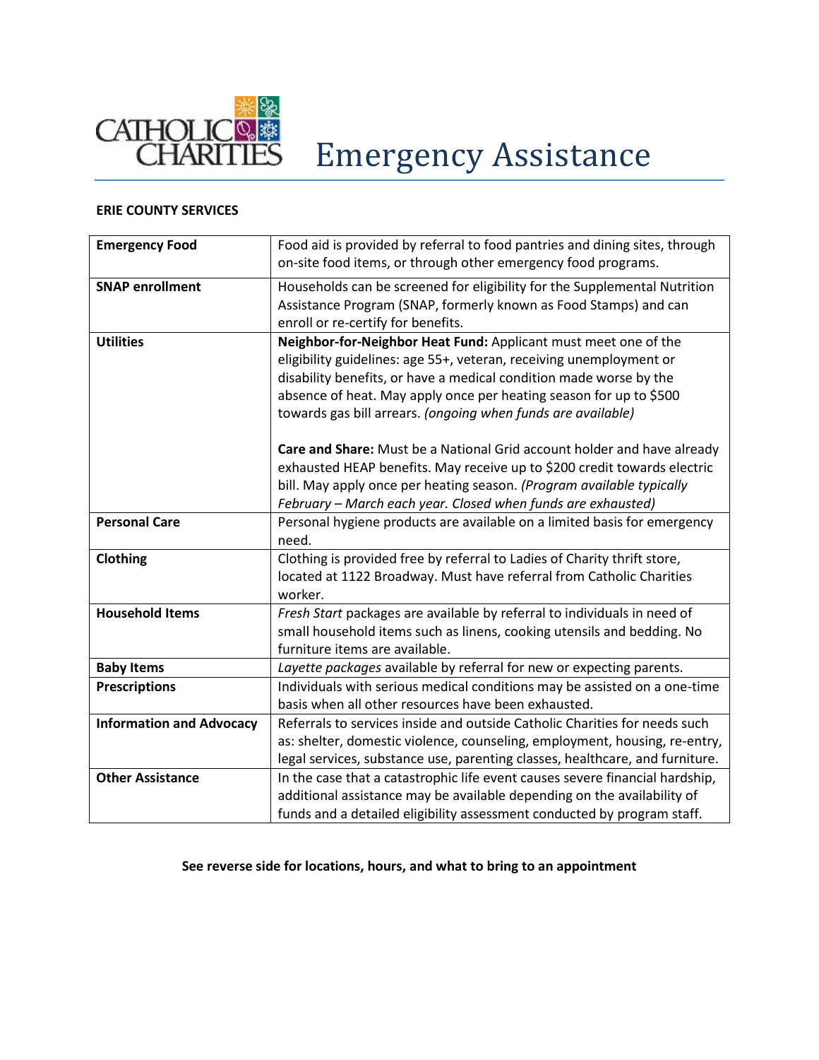# Emergency Assistance

**ERIE COUNTY SERVICES**

| | |
|---|---|
| **Emergency Food** | Food aid is provided by referral to food pantries and dining sites, through on-site food items, or through other emergency food programs. |
| **SNAP enrollment** | Households can be screened for eligibility for the Supplemental Nutrition Assistance Program (SNAP, formerly known as Food Stamps) and can enroll or re-certify for benefits. |
| **Utilities** | **Neighbor-for-Neighbor Heat Fund:** Applicant must meet one of the eligibility guidelines: age 55+, veteran, receiving unemployment or disability benefits, or have a medical condition made worse by the absence of heat. May apply once per heating season for up to $500 towards gas bill arrears. *(ongoing when funds are available)*<br><br>**Care and Share:** Must be a National Grid account holder and have already exhausted HEAP benefits. May receive up to $200 credit towards electric bill. May apply once per heating season. *(Program available typically February – March each year. Closed when funds are exhausted)* |
| **Personal Care** | Personal hygiene products are available on a limited basis for emergency need. |
| **Clothing** | Clothing is provided free by referral to Ladies of Charity thrift store, located at 1122 Broadway. Must have referral from Catholic Charities worker. |
| **Household Items** | *Fresh Start* packages are available by referral to individuals in need of small household items such as linens, cooking utensils and bedding. No furniture items are available. |
| **Baby Items** | *Layette packages* available by referral for new or expecting parents. |
| **Prescriptions** | Individuals with serious medical conditions may be assisted on a one-time basis when all other resources have been exhausted. |
| **Information and Advocacy** | Referrals to services inside and outside Catholic Charities for needs such as: shelter, domestic violence, counseling, employment, housing, re-entry, legal services, substance use, parenting classes, healthcare, and furniture. |
| **Other Assistance** | In the case that a catastrophic life event causes severe financial hardship, additional assistance may be available depending on the availability of funds and a detailed eligibility assessment conducted by program staff. |

**See reverse side for locations, hours, and what to bring to an appointment**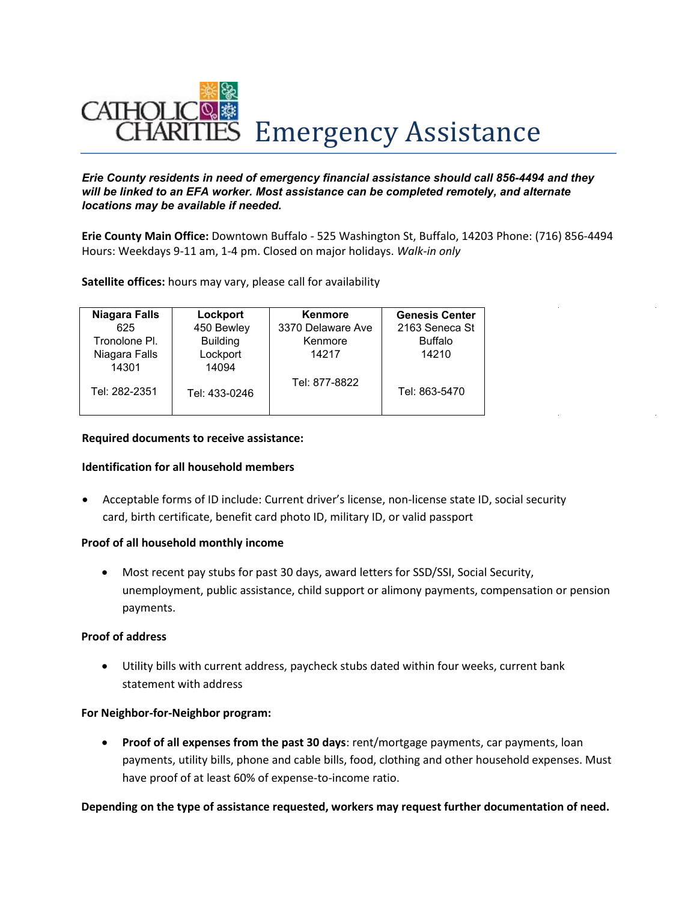# Emergency Assistance

***Erie County residents in need of emergency financial assistance should call 856-4494 and they will be linked to an EFA worker. Most assistance can be completed remotely, and alternate locations may be available if needed.***

**Erie County Main Office:** Downtown Buffalo - 525 Washington St, Buffalo, 14203 Phone: (716) 856-4494 Hours: Weekdays 9-11 am, 1-4 pm. Closed on major holidays. *Walk-in only*

**Satellite offices:** hours may vary, please call for availability

| Niagara Falls | Lockport | Kenmore | Genesis Center |
|---|---|---|---|
| 625 Tronolone Pl. Niagara Falls 14301<br>Tel: 282-2351 | 450 Bewley Building Lockport 14094<br>Tel: 433-0246 | 3370 Delaware Ave Kenmore 14217<br>Tel: 877-8822 | 2163 Seneca St Buffalo 14210<br>Tel: 863-5470 |

**Required documents to receive assistance:**

**Identification for all household members**

- Acceptable forms of ID include: Current driver's license, non-license state ID, social security card, birth certificate, benefit card photo ID, military ID, or valid passport

**Proof of all household monthly income**

- Most recent pay stubs for past 30 days, award letters for SSD/SSI, Social Security, unemployment, public assistance, child support or alimony payments, compensation or pension payments.

**Proof of address**

- Utility bills with current address, paycheck stubs dated within four weeks, current bank statement with address

**For Neighbor-for-Neighbor program:**

- **Proof of all expenses from the past 30 days**: rent/mortgage payments, car payments, loan payments, utility bills, phone and cable bills, food, clothing and other household expenses. Must have proof of at least 60% of expense-to-income ratio.

**Depending on the type of assistance requested, workers may request further documentation of need.**